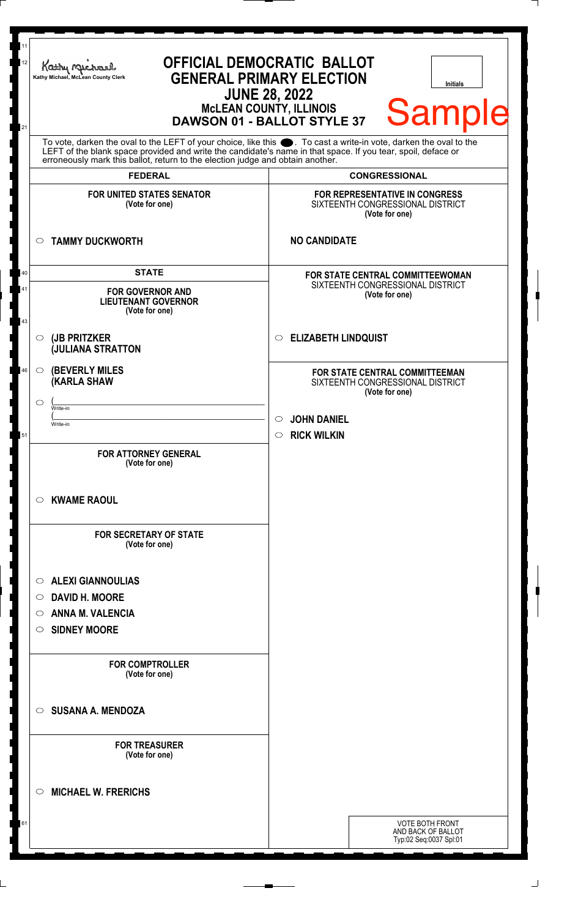Kathy Michael, McLean County Clerk

# OFFICIAL DEMOCRATIC BALLOT
## GENERAL PRIMARY ELECTION
## JUNE 28, 2022
### McLEAN COUNTY, ILLINOIS
### DAWSON 01 - BALLOT STYLE 37

Initials

Sample

To vote, darken the oval to the LEFT of your choice, like this ●. To cast a write-in vote, darken the oval to the LEFT of the blank space provided and write the candidate's name in that space. If you tear, spoil, deface or erroneously mark this ballot, return to the election judge and obtain another.

## FEDERAL

**FOR UNITED STATES SENATOR**
**(Vote for one)**

○ **TAMMY DUCKWORTH**

## STATE

**FOR GOVERNOR AND LIEUTENANT GOVERNOR**
**(Vote for one)**

○ **(JB PRITZKER**
**(JULIANA STRATTON**

○ **(BEVERLY MILES**
**(KARLA SHAW**

○ (______________________
Write-in
(______________________
Write-in

**FOR ATTORNEY GENERAL**
**(Vote for one)**

○ **KWAME RAOUL**

**FOR SECRETARY OF STATE**
**(Vote for one)**

○ **ALEXI GIANNOULIAS**
○ **DAVID H. MOORE**
○ **ANNA M. VALENCIA**
○ **SIDNEY MOORE**

**FOR COMPTROLLER**
**(Vote for one)**

○ **SUSANA A. MENDOZA**

**FOR TREASURER**
**(Vote for one)**

○ **MICHAEL W. FRERICHS**

## CONGRESSIONAL

**FOR REPRESENTATIVE IN CONGRESS**
SIXTEENTH CONGRESSIONAL DISTRICT
**(Vote for one)**

**NO CANDIDATE**

**FOR STATE CENTRAL COMMITTEEWOMAN**
SIXTEENTH CONGRESSIONAL DISTRICT
**(Vote for one)**

○ **ELIZABETH LINDQUIST**

**FOR STATE CENTRAL COMMITTEEMAN**
SIXTEENTH CONGRESSIONAL DISTRICT
**(Vote for one)**

○ **JOHN DANIEL**
○ **RICK WILKIN**

VOTE BOTH FRONT
AND BACK OF BALLOT
Typ:02 Seq:0037 Spl:01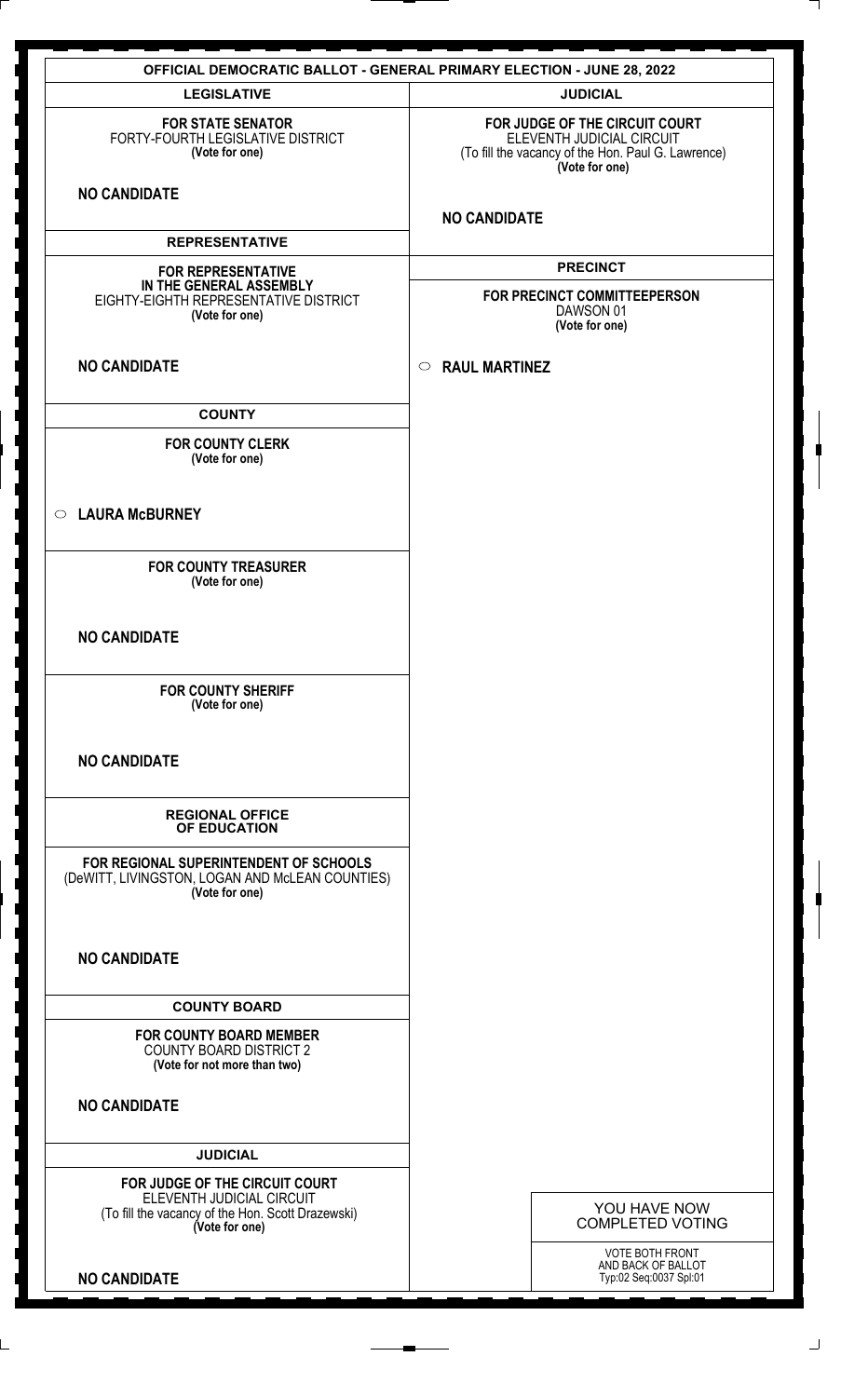# OFFICIAL DEMOCRATIC BALLOT - GENERAL PRIMARY ELECTION - JUNE 28, 2022

## LEGISLATIVE

**FOR STATE SENATOR**
FORTY-FOURTH LEGISLATIVE DISTRICT
**(Vote for one)**

**NO CANDIDATE**

## REPRESENTATIVE

**FOR REPRESENTATIVE IN THE GENERAL ASSEMBLY**
EIGHTY-EIGHTH REPRESENTATIVE DISTRICT
**(Vote for one)**

**NO CANDIDATE**

## COUNTY

**FOR COUNTY CLERK**
**(Vote for one)**

○ **LAURA McBURNEY**

**FOR COUNTY TREASURER**
**(Vote for one)**

**NO CANDIDATE**

**FOR COUNTY SHERIFF**
**(Vote for one)**

**NO CANDIDATE**

## REGIONAL OFFICE OF EDUCATION

**FOR REGIONAL SUPERINTENDENT OF SCHOOLS**
(DeWITT, LIVINGSTON, LOGAN AND McLEAN COUNTIES)
**(Vote for one)**

**NO CANDIDATE**

## COUNTY BOARD

**FOR COUNTY BOARD MEMBER**
COUNTY BOARD DISTRICT 2
**(Vote for not more than two)**

**NO CANDIDATE**

## JUDICIAL

**FOR JUDGE OF THE CIRCUIT COURT**
ELEVENTH JUDICIAL CIRCUIT
(To fill the vacancy of the Hon. Scott Drazewski)
**(Vote for one)**

**NO CANDIDATE**

## JUDICIAL

**FOR JUDGE OF THE CIRCUIT COURT**
ELEVENTH JUDICIAL CIRCUIT
(To fill the vacancy of the Hon. Paul G. Lawrence)
**(Vote for one)**

**NO CANDIDATE**

## PRECINCT

**FOR PRECINCT COMMITTEEPERSON**
DAWSON 01
**(Vote for one)**

○ **RAUL MARTINEZ**

YOU HAVE NOW COMPLETED VOTING

VOTE BOTH FRONT AND BACK OF BALLOT
Typ:02 Seq:0037 Spl:01